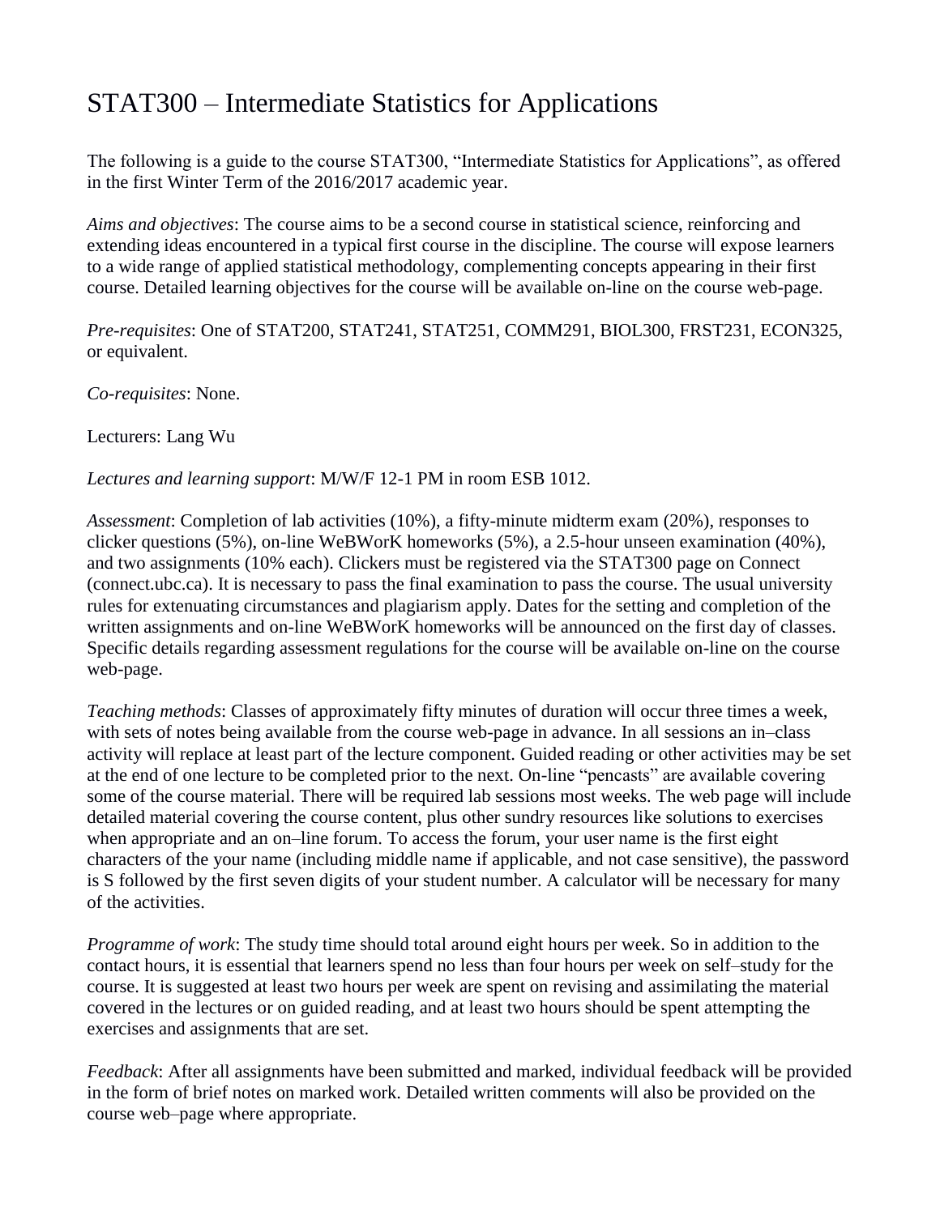# STAT300 – Intermediate Statistics for Applications

The following is a guide to the course STAT300, "Intermediate Statistics for Applications", as offered in the first Winter Term of the 2016/2017 academic year.

*Aims and objectives*: The course aims to be a second course in statistical science, reinforcing and extending ideas encountered in a typical first course in the discipline. The course will expose learners to a wide range of applied statistical methodology, complementing concepts appearing in their first course. Detailed learning objectives for the course will be available on-line on the course web-page.

*Pre-requisites*: One of STAT200, STAT241, STAT251, COMM291, BIOL300, FRST231, ECON325, or equivalent.

*Co-requisites*: None.

Lecturers: Lang Wu

*Lectures and learning support*: M/W/F 12-1 PM in room ESB 1012.

*Assessment*: Completion of lab activities (10%), a fifty-minute midterm exam (20%), responses to clicker questions (5%), on-line WeBWorK homeworks (5%), a 2.5-hour unseen examination (40%), and two assignments (10% each). Clickers must be registered via the STAT300 page on Connect (connect.ubc.ca). It is necessary to pass the final examination to pass the course. The usual university rules for extenuating circumstances and plagiarism apply. Dates for the setting and completion of the written assignments and on-line WeBWorK homeworks will be announced on the first day of classes. Specific details regarding assessment regulations for the course will be available on-line on the course web-page.

*Teaching methods*: Classes of approximately fifty minutes of duration will occur three times a week, with sets of notes being available from the course web-page in advance. In all sessions an in–class activity will replace at least part of the lecture component. Guided reading or other activities may be set at the end of one lecture to be completed prior to the next. On-line "pencasts" are available covering some of the course material. There will be required lab sessions most weeks. The web page will include detailed material covering the course content, plus other sundry resources like solutions to exercises when appropriate and an on–line forum. To access the forum, your user name is the first eight characters of the your name (including middle name if applicable, and not case sensitive), the password is S followed by the first seven digits of your student number. A calculator will be necessary for many of the activities.

*Programme of work*: The study time should total around eight hours per week. So in addition to the contact hours, it is essential that learners spend no less than four hours per week on self–study for the course. It is suggested at least two hours per week are spent on revising and assimilating the material covered in the lectures or on guided reading, and at least two hours should be spent attempting the exercises and assignments that are set.

*Feedback*: After all assignments have been submitted and marked, individual feedback will be provided in the form of brief notes on marked work. Detailed written comments will also be provided on the course web–page where appropriate.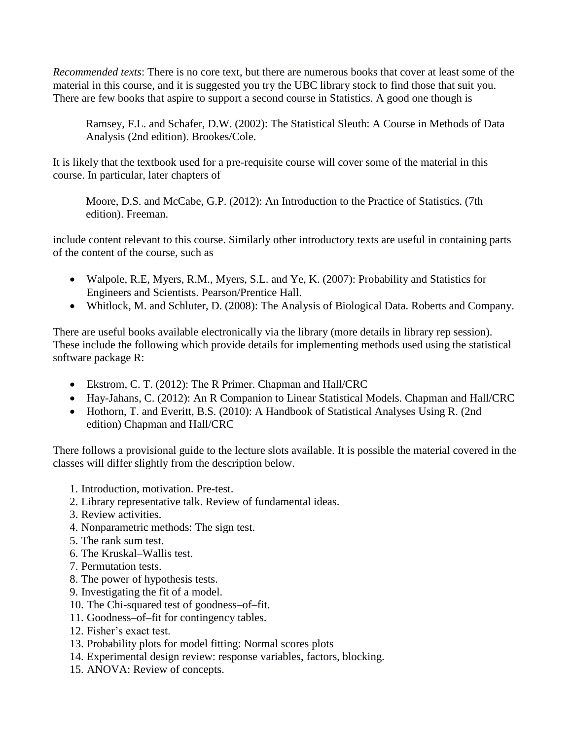*Recommended texts*: There is no core text, but there are numerous books that cover at least some of the material in this course, and it is suggested you try the UBC library stock to find those that suit you. There are few books that aspire to support a second course in Statistics. A good one though is

> Ramsey, F.L. and Schafer, D.W. (2002): The Statistical Sleuth: A Course in Methods of Data Analysis (2nd edition). Brookes/Cole.

It is likely that the textbook used for a pre-requisite course will cover some of the material in this course. In particular, later chapters of

> Moore, D.S. and McCabe, G.P. (2012): An Introduction to the Practice of Statistics. (7th edition). Freeman.

include content relevant to this course. Similarly other introductory texts are useful in containing parts of the content of the course, such as

- Walpole, R.E, Myers, R.M., Myers, S.L. and Ye, K. (2007): Probability and Statistics for Engineers and Scientists. Pearson/Prentice Hall.
- Whitlock, M. and Schluter, D. (2008): The Analysis of Biological Data. Roberts and Company.

There are useful books available electronically via the library (more details in library rep session). These include the following which provide details for implementing methods used using the statistical software package R:

- Ekstrom, C. T. (2012): The R Primer. Chapman and Hall/CRC
- Hay-Jahans, C. (2012): An R Companion to Linear Statistical Models. Chapman and Hall/CRC
- Hothorn, T. and Everitt, B.S. (2010): A Handbook of Statistical Analyses Using R. (2nd edition) Chapman and Hall/CRC

There follows a provisional guide to the lecture slots available. It is possible the material covered in the classes will differ slightly from the description below.

1. Introduction, motivation. Pre-test.
2. Library representative talk. Review of fundamental ideas.
3. Review activities.
4. Nonparametric methods: The sign test.
5. The rank sum test.
6. The Kruskal–Wallis test.
7. Permutation tests.
8. The power of hypothesis tests.
9. Investigating the fit of a model.
10. The Chi-squared test of goodness–of–fit.
11. Goodness–of–fit for contingency tables.
12. Fisher's exact test.
13. Probability plots for model fitting: Normal scores plots
14. Experimental design review: response variables, factors, blocking.
15. ANOVA: Review of concepts.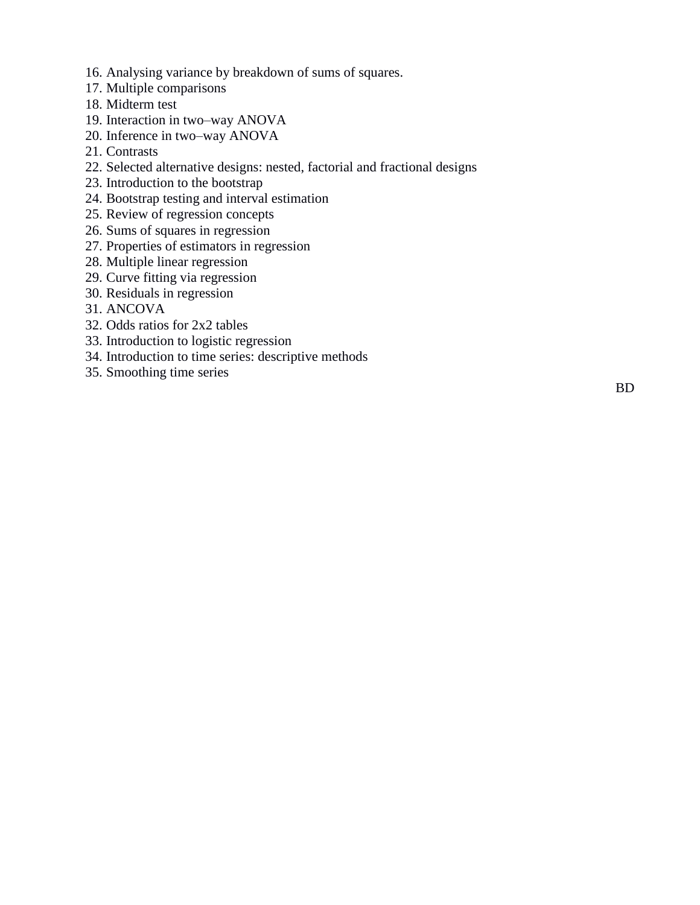16. Analysing variance by breakdown of sums of squares.
17. Multiple comparisons
18. Midterm test
19. Interaction in two–way ANOVA
20. Inference in two–way ANOVA
21. Contrasts
22. Selected alternative designs: nested, factorial and fractional designs
23. Introduction to the bootstrap
24. Bootstrap testing and interval estimation
25. Review of regression concepts
26. Sums of squares in regression
27. Properties of estimators in regression
28. Multiple linear regression
29. Curve fitting via regression
30. Residuals in regression
31. ANCOVA
32. Odds ratios for 2x2 tables
33. Introduction to logistic regression
34. Introduction to time series: descriptive methods
35. Smoothing time series

BD